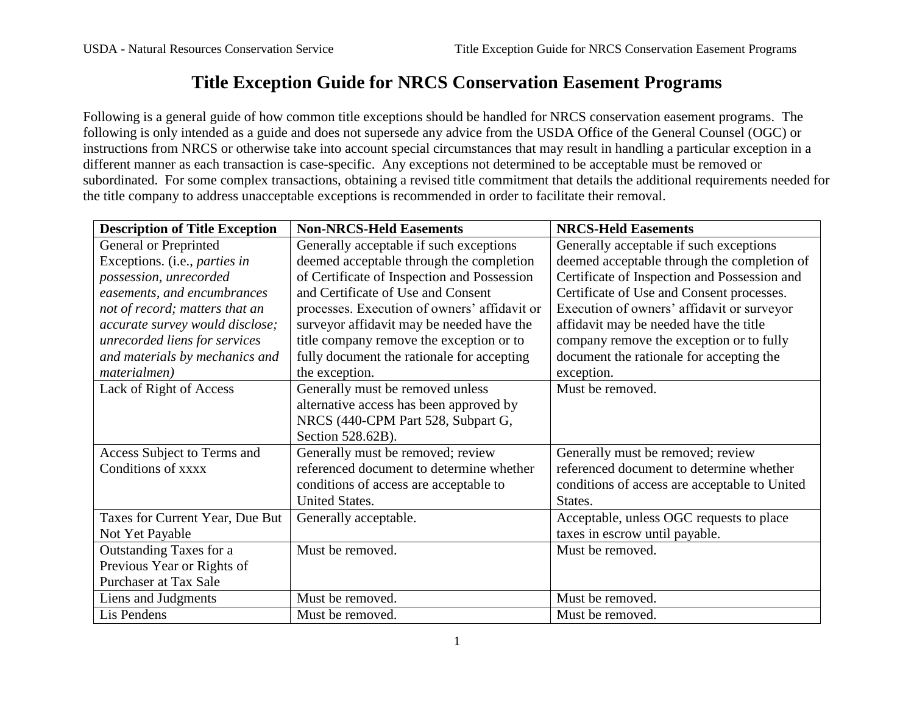# Title Exception Guide for NRCS Conservation Easement Programs

Following is a general guide of how common title exceptions should be handled for NRCS conservation easement programs. The following is only intended as a guide and does not supersede any advice from the USDA Office of the General Counsel (OGC) or instructions from NRCS or otherwise take into account special circumstances that may result in handling a particular exception in a different manner as each transaction is case-specific. Any exceptions not determined to be acceptable must be removed or subordinated. For some complex transactions, obtaining a revised title commitment that details the additional requirements needed for the title company to address unacceptable exceptions is recommended in order to facilitate their removal.

| Description of Title Exception | Non-NRCS-Held Easements | NRCS-Held Easements |
|---|---|---|
| General or Preprinted Exceptions. (i.e., *parties in possession, unrecorded easements, and encumbrances not of record; matters that an accurate survey would disclose; unrecorded liens for services and materials by mechanics and materialmen)* | Generally acceptable if such exceptions deemed acceptable through the completion of Certificate of Inspection and Possession and Certificate of Use and Consent processes. Execution of owners' affidavit or surveyor affidavit may be needed have the title company remove the exception or to fully document the rationale for accepting the exception. | Generally acceptable if such exceptions deemed acceptable through the completion of Certificate of Inspection and Possession and Certificate of Use and Consent processes. Execution of owners' affidavit or surveyor affidavit may be needed have the title company remove the exception or to fully document the rationale for accepting the exception. |
| Lack of Right of Access | Generally must be removed unless alternative access has been approved by NRCS (440-CPM Part 528, Subpart G, Section 528.62B). | Must be removed. |
| Access Subject to Terms and Conditions of xxxx | Generally must be removed; review referenced document to determine whether conditions of access are acceptable to United States. | Generally must be removed; review referenced document to determine whether conditions of access are acceptable to United States. |
| Taxes for Current Year, Due But Not Yet Payable | Generally acceptable. | Acceptable, unless OGC requests to place taxes in escrow until payable. |
| Outstanding Taxes for a Previous Year or Rights of Purchaser at Tax Sale | Must be removed. | Must be removed. |
| Liens and Judgments | Must be removed. | Must be removed. |
| Lis Pendens | Must be removed. | Must be removed. |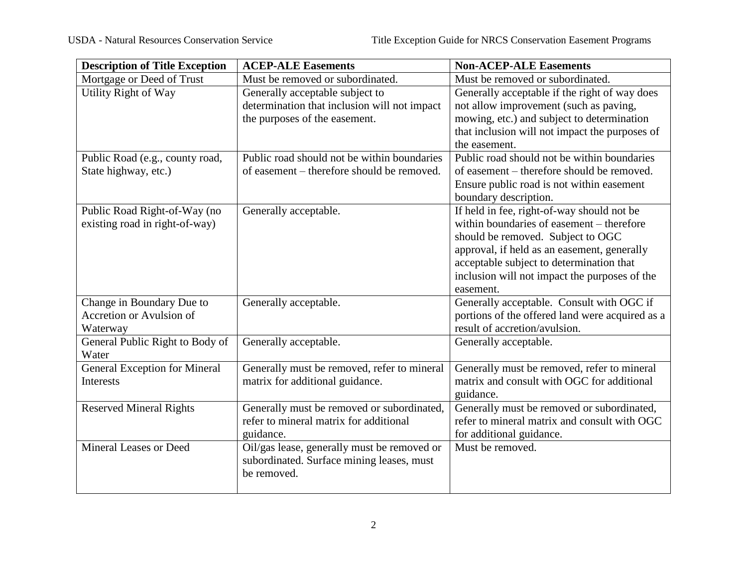| Description of Title Exception | ACEP-ALE Easements | Non-ACEP-ALE Easements |
| --- | --- | --- |
| Mortgage or Deed of Trust | Must be removed or subordinated. | Must be removed or subordinated. |
| Utility Right of Way | Generally acceptable subject to determination that inclusion will not impact the purposes of the easement. | Generally acceptable if the right of way does not allow improvement (such as paving, mowing, etc.) and subject to determination that inclusion will not impact the purposes of the easement. |
| Public Road (e.g., county road, State highway, etc.) | Public road should not be within boundaries of easement – therefore should be removed. | Public road should not be within boundaries of easement – therefore should be removed. Ensure public road is not within easement boundary description. |
| Public Road Right-of-Way (no existing road in right-of-way) | Generally acceptable. | If held in fee, right-of-way should not be within boundaries of easement – therefore should be removed. Subject to OGC approval, if held as an easement, generally acceptable subject to determination that inclusion will not impact the purposes of the easement. |
| Change in Boundary Due to Accretion or Avulsion of Waterway | Generally acceptable. | Generally acceptable. Consult with OGC if portions of the offered land were acquired as a result of accretion/avulsion. |
| General Public Right to Body of Water | Generally acceptable. | Generally acceptable. |
| General Exception for Mineral Interests | Generally must be removed, refer to mineral matrix for additional guidance. | Generally must be removed, refer to mineral matrix and consult with OGC for additional guidance. |
| Reserved Mineral Rights | Generally must be removed or subordinated, refer to mineral matrix for additional guidance. | Generally must be removed or subordinated, refer to mineral matrix and consult with OGC for additional guidance. |
| Mineral Leases or Deed | Oil/gas lease, generally must be removed or subordinated. Surface mining leases, must be removed. | Must be removed. |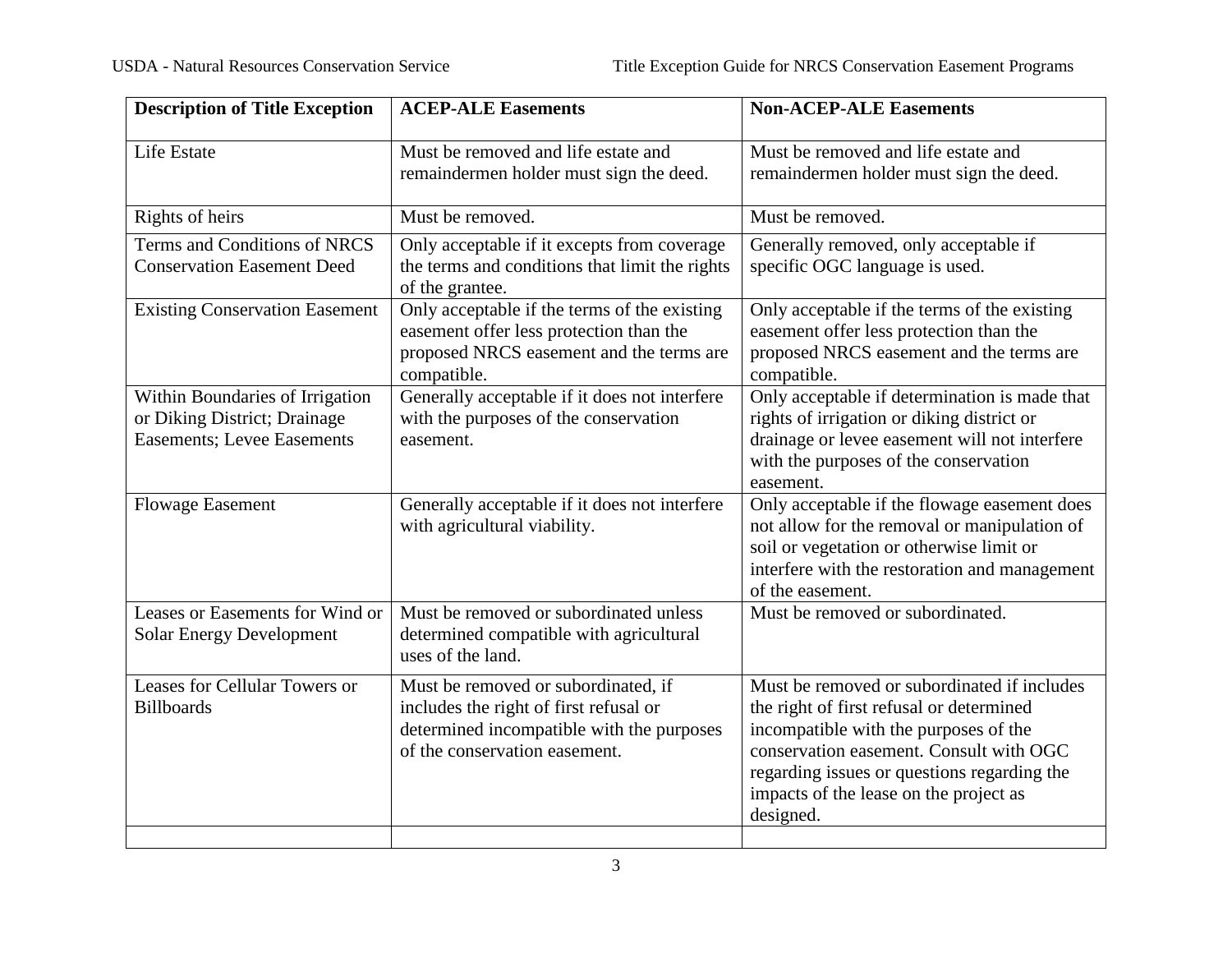| Description of Title Exception | ACEP-ALE Easements | Non-ACEP-ALE Easements |
|---|---|---|
| Life Estate | Must be removed and life estate and remaindermen holder must sign the deed. | Must be removed and life estate and remaindermen holder must sign the deed. |
| Rights of heirs | Must be removed. | Must be removed. |
| Terms and Conditions of NRCS Conservation Easement Deed | Only acceptable if it excepts from coverage the terms and conditions that limit the rights of the grantee. | Generally removed, only acceptable if specific OGC language is used. |
| Existing Conservation Easement | Only acceptable if the terms of the existing easement offer less protection than the proposed NRCS easement and the terms are compatible. | Only acceptable if the terms of the existing easement offer less protection than the proposed NRCS easement and the terms are compatible. |
| Within Boundaries of Irrigation or Diking District; Drainage Easements; Levee Easements | Generally acceptable if it does not interfere with the purposes of the conservation easement. | Only acceptable if determination is made that rights of irrigation or diking district or drainage or levee easement will not interfere with the purposes of the conservation easement. |
| Flowage Easement | Generally acceptable if it does not interfere with agricultural viability. | Only acceptable if the flowage easement does not allow for the removal or manipulation of soil or vegetation or otherwise limit or interfere with the restoration and management of the easement. |
| Leases or Easements for Wind or Solar Energy Development | Must be removed or subordinated unless determined compatible with agricultural uses of the land. | Must be removed or subordinated. |
| Leases for Cellular Towers or Billboards | Must be removed or subordinated, if includes the right of first refusal or determined incompatible with the purposes of the conservation easement. | Must be removed or subordinated if includes the right of first refusal or determined incompatible with the purposes of the conservation easement. Consult with OGC regarding issues or questions regarding the impacts of the lease on the project as designed. |
| | | |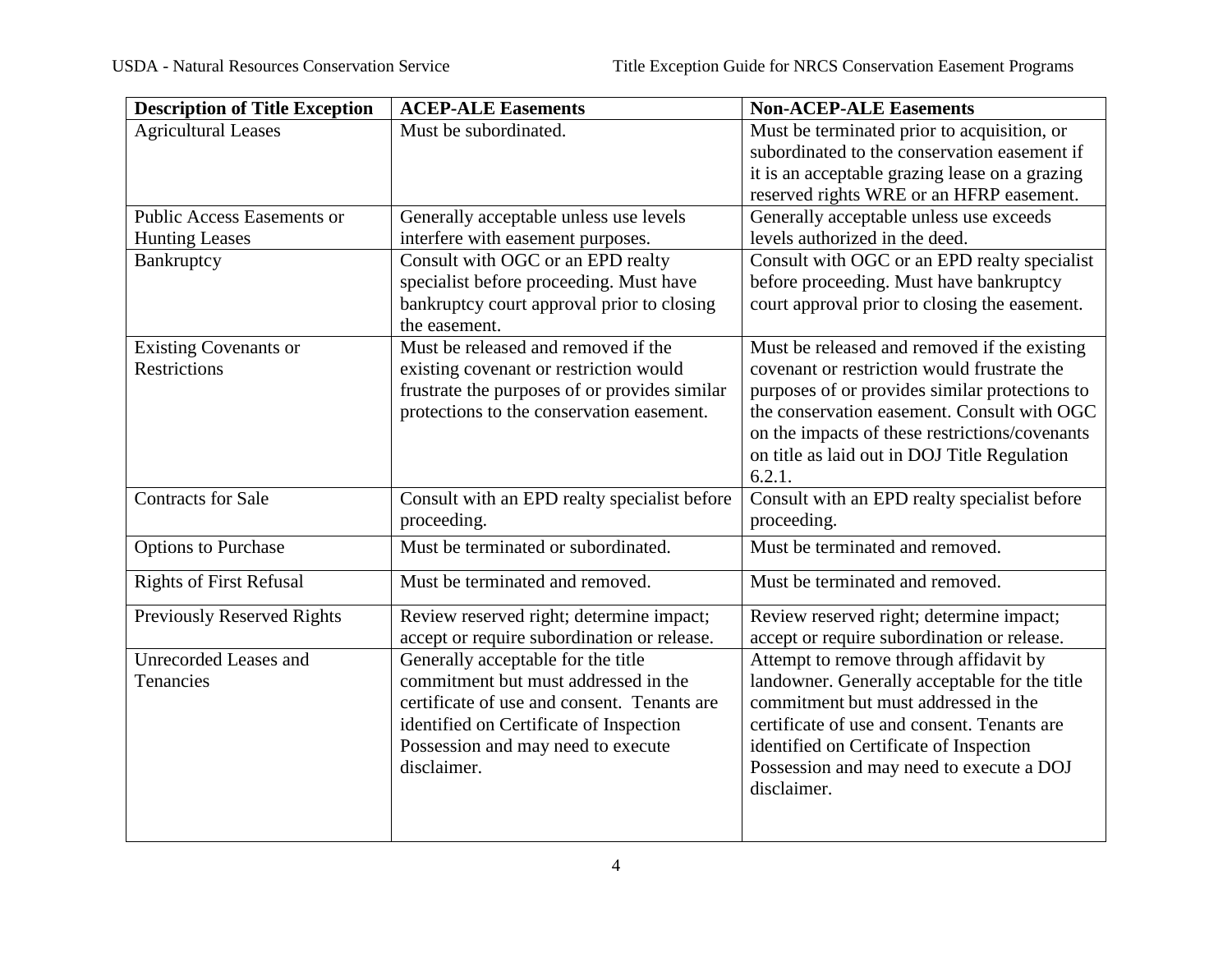| Description of Title Exception | ACEP-ALE Easements | Non-ACEP-ALE Easements |
|---|---|---|
| Agricultural Leases | Must be subordinated. | Must be terminated prior to acquisition, or subordinated to the conservation easement if it is an acceptable grazing lease on a grazing reserved rights WRE or an HFRP easement. |
| Public Access Easements or Hunting Leases | Generally acceptable unless use levels interfere with easement purposes. | Generally acceptable unless use exceeds levels authorized in the deed. |
| Bankruptcy | Consult with OGC or an EPD realty specialist before proceeding. Must have bankruptcy court approval prior to closing the easement. | Consult with OGC or an EPD realty specialist before proceeding. Must have bankruptcy court approval prior to closing the easement. |
| Existing Covenants or Restrictions | Must be released and removed if the existing covenant or restriction would frustrate the purposes of or provides similar protections to the conservation easement. | Must be released and removed if the existing covenant or restriction would frustrate the purposes of or provides similar protections to the conservation easement. Consult with OGC on the impacts of these restrictions/covenants on title as laid out in DOJ Title Regulation 6.2.1. |
| Contracts for Sale | Consult with an EPD realty specialist before proceeding. | Consult with an EPD realty specialist before proceeding. |
| Options to Purchase | Must be terminated or subordinated. | Must be terminated and removed. |
| Rights of First Refusal | Must be terminated and removed. | Must be terminated and removed. |
| Previously Reserved Rights | Review reserved right; determine impact; accept or require subordination or release. | Review reserved right; determine impact; accept or require subordination or release. |
| Unrecorded Leases and Tenancies | Generally acceptable for the title commitment but must addressed in the certificate of use and consent. Tenants are identified on Certificate of Inspection Possession and may need to execute disclaimer. | Attempt to remove through affidavit by landowner. Generally acceptable for the title commitment but must addressed in the certificate of use and consent. Tenants are identified on Certificate of Inspection Possession and may need to execute a DOJ disclaimer. |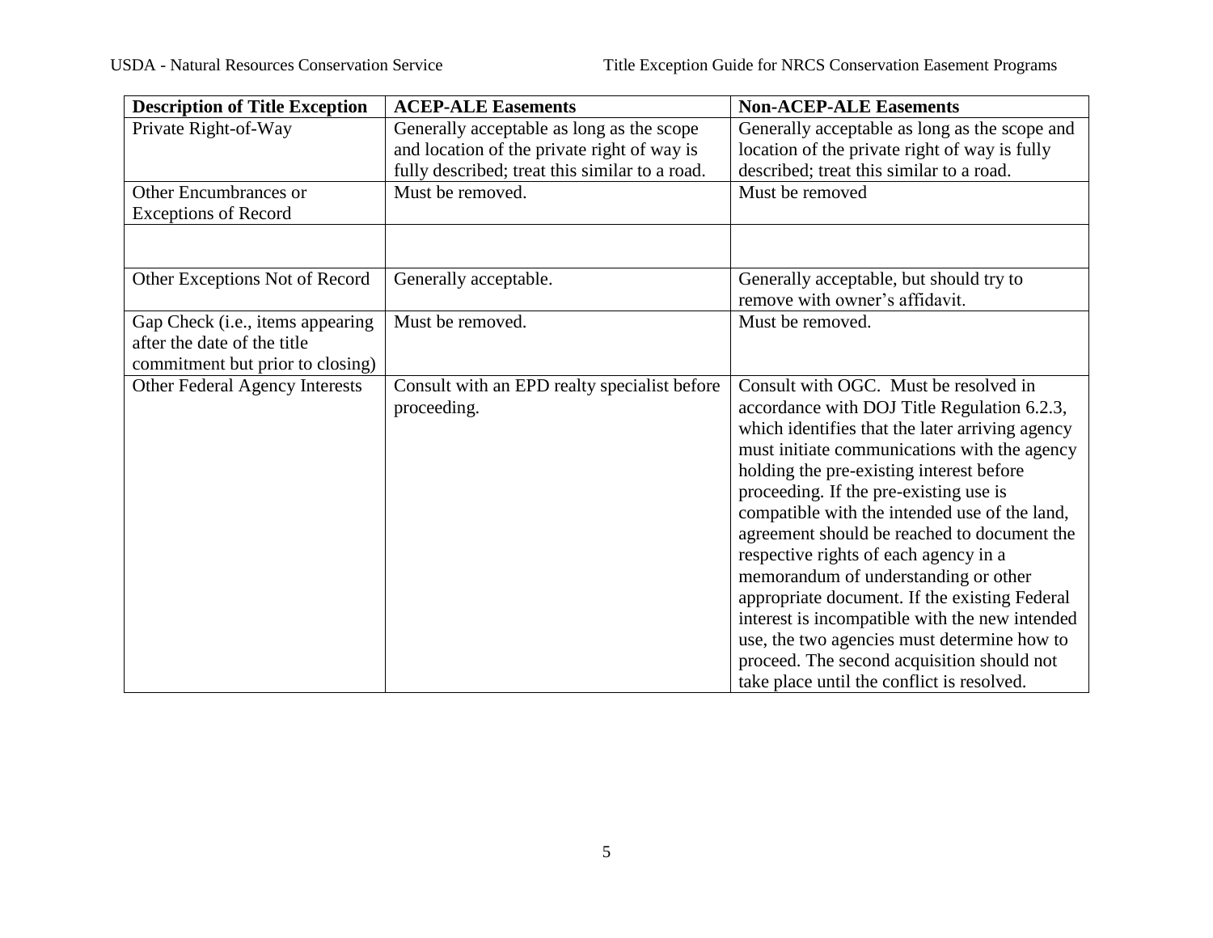| Description of Title Exception | ACEP-ALE Easements | Non-ACEP-ALE Easements |
|---|---|---|
| Private Right-of-Way | Generally acceptable as long as the scope and location of the private right of way is fully described; treat this similar to a road. | Generally acceptable as long as the scope and location of the private right of way is fully described; treat this similar to a road. |
| Other Encumbrances or Exceptions of Record | Must be removed. | Must be removed |
| | | |
| Other Exceptions Not of Record | Generally acceptable. | Generally acceptable, but should try to remove with owner's affidavit. |
| Gap Check (i.e., items appearing after the date of the title commitment but prior to closing) | Must be removed. | Must be removed. |
| Other Federal Agency Interests | Consult with an EPD realty specialist before proceeding. | Consult with OGC. Must be resolved in accordance with DOJ Title Regulation 6.2.3, which identifies that the later arriving agency must initiate communications with the agency holding the pre-existing interest before proceeding. If the pre-existing use is compatible with the intended use of the land, agreement should be reached to document the respective rights of each agency in a memorandum of understanding or other appropriate document. If the existing Federal interest is incompatible with the new intended use, the two agencies must determine how to proceed. The second acquisition should not take place until the conflict is resolved. |